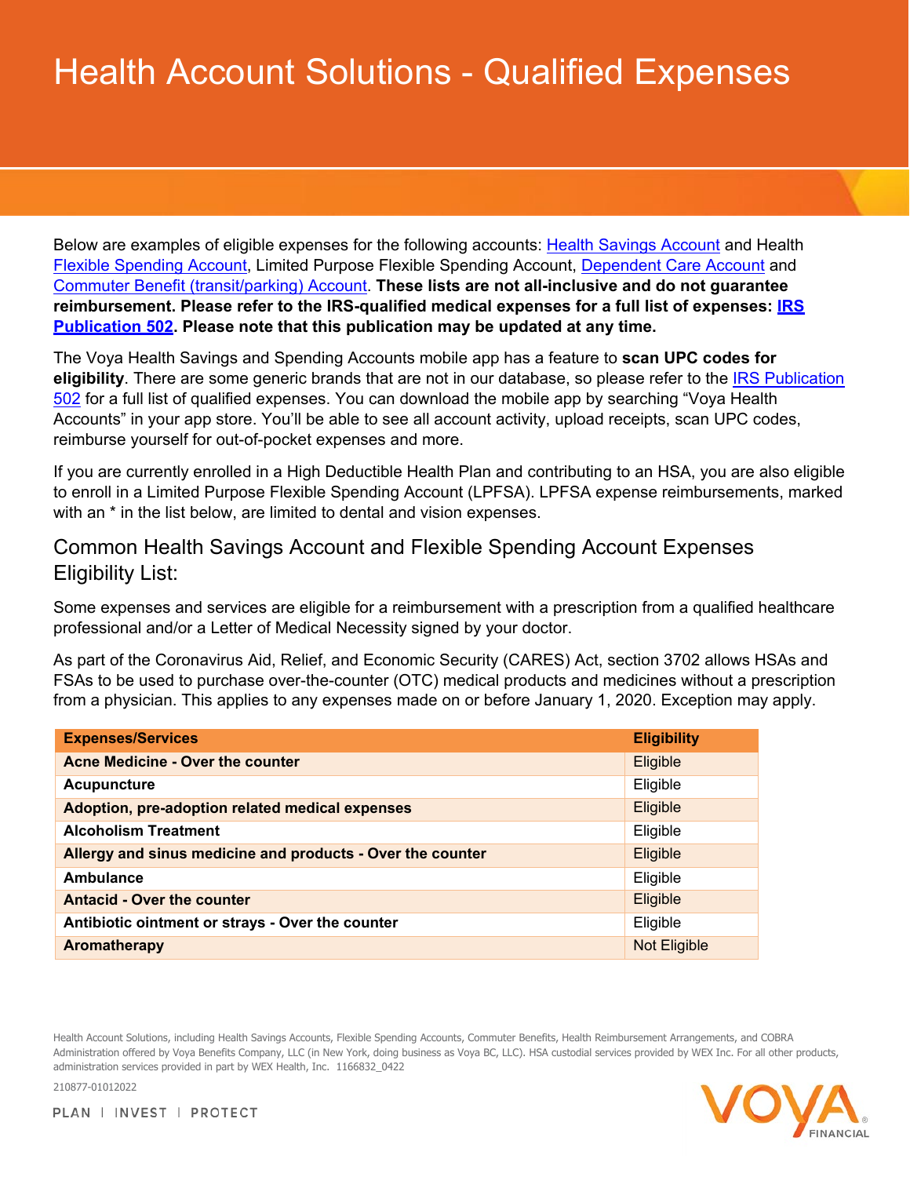# Health Account Solutions - Qualified Expenses

Below are examples of eligible expenses for the following accounts: Health Savings Account and Health Flexible Spending Account, Limited Purpose Flexible Spending Account, Dependent Care Account and Commuter Benefit (transit/parking) Account. **These lists are not all-inclusive and do not guarantee reimbursement. Please refer to the IRS-qualified medical expenses for a full list of expenses: IRS Publication 502. Please note that this publication may be updated at any time.**

The Voya Health Savings and Spending Accounts mobile app has a feature to **scan UPC codes for eligibility**. There are some generic brands that are not in our database, so please refer to the IRS Publication 502 for a full list of qualified expenses. You can download the mobile app by searching "Voya Health Accounts" in your app store. You'll be able to see all account activity, upload receipts, scan UPC codes, reimburse yourself for out-of-pocket expenses and more.

If you are currently enrolled in a High Deductible Health Plan and contributing to an HSA, you are also eligible to enroll in a Limited Purpose Flexible Spending Account (LPFSA). LPFSA expense reimbursements, marked with an * in the list below, are limited to dental and vision expenses.

## Common Health Savings Account and Flexible Spending Account Expenses Eligibility List:

Some expenses and services are eligible for a reimbursement with a prescription from a qualified healthcare professional and/or a Letter of Medical Necessity signed by your doctor.

As part of the Coronavirus Aid, Relief, and Economic Security (CARES) Act, section 3702 allows HSAs and FSAs to be used to purchase over-the-counter (OTC) medical products and medicines without a prescription from a physician. This applies to any expenses made on or before January 1, 2020. Exception may apply.

| Expenses/Services | Eligibility |
|---|---|
| **Acne Medicine - Over the counter** | Eligible |
| **Acupuncture** | Eligible |
| **Adoption, pre-adoption related medical expenses** | Eligible |
| **Alcoholism Treatment** | Eligible |
| **Allergy and sinus medicine and products - Over the counter** | Eligible |
| **Ambulance** | Eligible |
| **Antacid - Over the counter** | Eligible |
| **Antibiotic ointment or strays - Over the counter** | Eligible |
| **Aromatherapy** | Not Eligible |

Health Account Solutions, including Health Savings Accounts, Flexible Spending Accounts, Commuter Benefits, Health Reimbursement Arrangements, and COBRA Administration offered by Voya Benefits Company, LLC (in New York, doing business as Voya BC, LLC). HSA custodial services provided by WEX Inc. For all other products, administration services provided in part by WEX Health, Inc. 1166832_0422

210877-01012022

PLAN | INVEST | PROTECT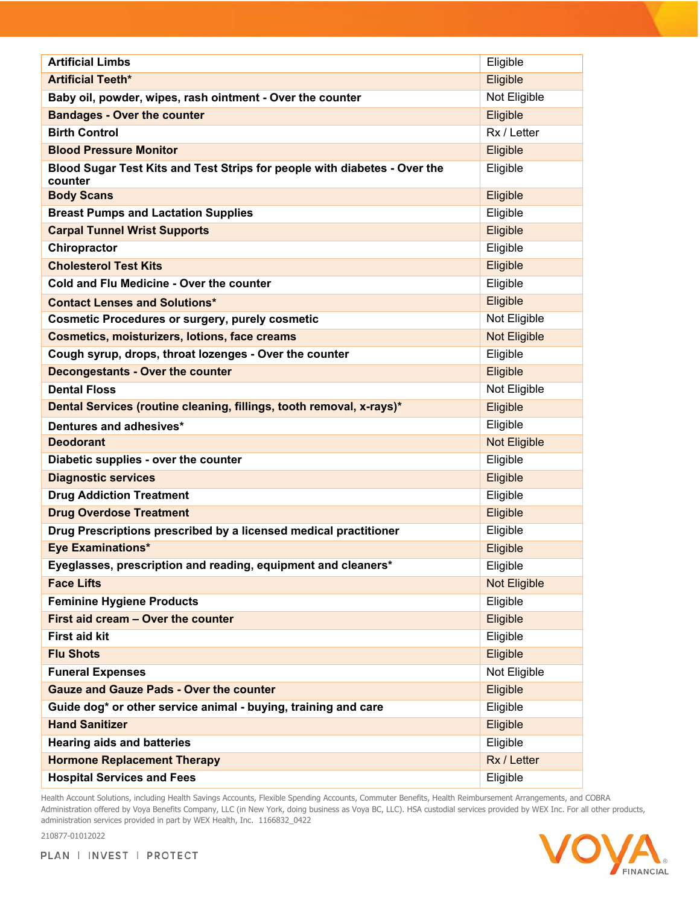| Artificial Limbs | Eligible |
|---|---|
| Artificial Teeth* | Eligible |
| Baby oil, powder, wipes, rash ointment - Over the counter | Not Eligible |
| Bandages - Over the counter | Eligible |
| Birth Control | Rx / Letter |
| Blood Pressure Monitor | Eligible |
| Blood Sugar Test Kits and Test Strips for people with diabetes - Over the counter | Eligible |
| Body Scans | Eligible |
| Breast Pumps and Lactation Supplies | Eligible |
| Carpal Tunnel Wrist Supports | Eligible |
| Chiropractor | Eligible |
| Cholesterol Test Kits | Eligible |
| Cold and Flu Medicine - Over the counter | Eligible |
| Contact Lenses and Solutions* | Eligible |
| Cosmetic Procedures or surgery, purely cosmetic | Not Eligible |
| Cosmetics, moisturizers, lotions, face creams | Not Eligible |
| Cough syrup, drops, throat lozenges - Over the counter | Eligible |
| Decongestants - Over the counter | Eligible |
| Dental Floss | Not Eligible |
| Dental Services (routine cleaning, fillings, tooth removal, x-rays)* | Eligible |
| Dentures and adhesives* | Eligible |
| Deodorant | Not Eligible |
| Diabetic supplies - over the counter | Eligible |
| Diagnostic services | Eligible |
| Drug Addiction Treatment | Eligible |
| Drug Overdose Treatment | Eligible |
| Drug Prescriptions prescribed by a licensed medical practitioner | Eligible |
| Eye Examinations* | Eligible |
| Eyeglasses, prescription and reading, equipment and cleaners* | Eligible |
| Face Lifts | Not Eligible |
| Feminine Hygiene Products | Eligible |
| First aid cream – Over the counter | Eligible |
| First aid kit | Eligible |
| Flu Shots | Eligible |
| Funeral Expenses | Not Eligible |
| Gauze and Gauze Pads - Over the counter | Eligible |
| Guide dog* or other service animal - buying, training and care | Eligible |
| Hand Sanitizer | Eligible |
| Hearing aids and batteries | Eligible |
| Hormone Replacement Therapy | Rx / Letter |
| Hospital Services and Fees | Eligible |

Health Account Solutions, including Health Savings Accounts, Flexible Spending Accounts, Commuter Benefits, Health Reimbursement Arrangements, and COBRA Administration offered by Voya Benefits Company, LLC (in New York, doing business as Voya BC, LLC). HSA custodial services provided by WEX Inc. For all other products, administration services provided in part by WEX Health, Inc. 1166832_0422

210877-01012022

PLAN | INVEST | PROTECT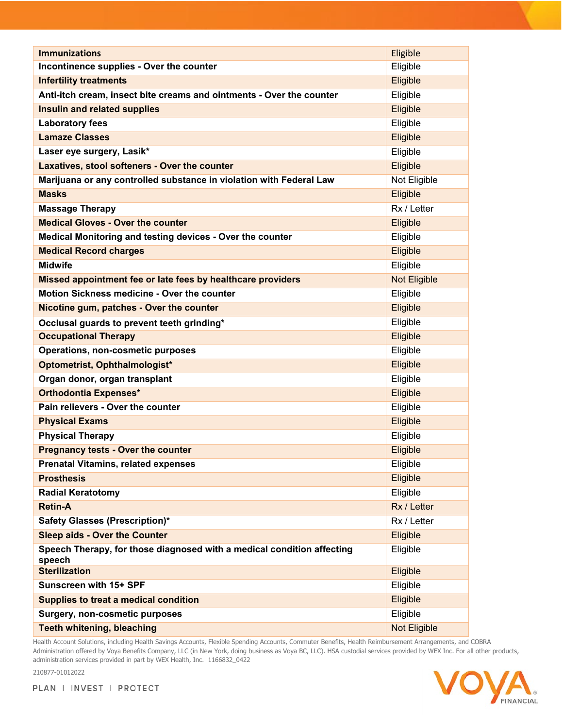| Immunizations | Eligible |
|---|---|
| Incontinence supplies - Over the counter | Eligible |
| Infertility treatments | Eligible |
| Anti-itch cream, insect bite creams and ointments - Over the counter | Eligible |
| Insulin and related supplies | Eligible |
| Laboratory fees | Eligible |
| Lamaze Classes | Eligible |
| Laser eye surgery, Lasik* | Eligible |
| Laxatives, stool softeners - Over the counter | Eligible |
| Marijuana or any controlled substance in violation with Federal Law | Not Eligible |
| Masks | Eligible |
| Massage Therapy | Rx / Letter |
| Medical Gloves - Over the counter | Eligible |
| Medical Monitoring and testing devices - Over the counter | Eligible |
| Medical Record charges | Eligible |
| Midwife | Eligible |
| Missed appointment fee or late fees by healthcare providers | Not Eligible |
| Motion Sickness medicine - Over the counter | Eligible |
| Nicotine gum, patches - Over the counter | Eligible |
| Occlusal guards to prevent teeth grinding* | Eligible |
| Occupational Therapy | Eligible |
| Operations, non-cosmetic purposes | Eligible |
| Optometrist, Ophthalmologist* | Eligible |
| Organ donor, organ transplant | Eligible |
| Orthodontia Expenses* | Eligible |
| Pain relievers - Over the counter | Eligible |
| Physical Exams | Eligible |
| Physical Therapy | Eligible |
| Pregnancy tests - Over the counter | Eligible |
| Prenatal Vitamins, related expenses | Eligible |
| Prosthesis | Eligible |
| Radial Keratotomy | Eligible |
| Retin-A | Rx / Letter |
| Safety Glasses (Prescription)* | Rx / Letter |
| Sleep aids - Over the Counter | Eligible |
| Speech Therapy, for those diagnosed with a medical condition affecting speech | Eligible |
| Sterilization | Eligible |
| Sunscreen with 15+ SPF | Eligible |
| Supplies to treat a medical condition | Eligible |
| Surgery, non-cosmetic purposes | Eligible |
| Teeth whitening, bleaching | Not Eligible |

Health Account Solutions, including Health Savings Accounts, Flexible Spending Accounts, Commuter Benefits, Health Reimbursement Arrangements, and COBRA Administration offered by Voya Benefits Company, LLC (in New York, doing business as Voya BC, LLC). HSA custodial services provided by WEX Inc. For all other products, administration services provided in part by WEX Health, Inc. 1166832_0422

210877-01012022

PLAN | INVEST | PROTECT

VOYA FINANCIAL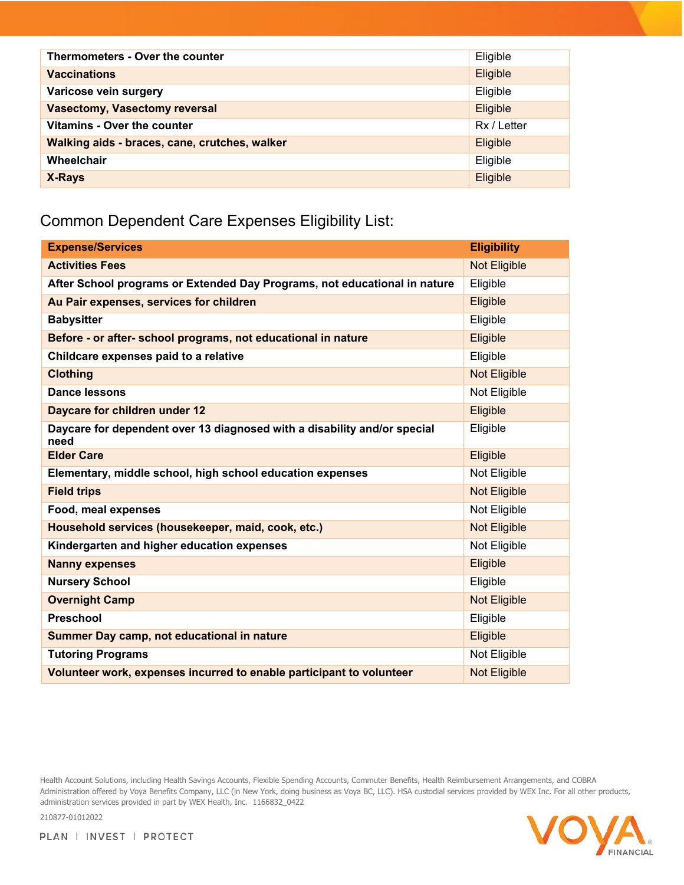| | |
|---|---|
| **Thermometers - Over the counter** | Eligible |
| **Vaccinations** | Eligible |
| **Varicose vein surgery** | Eligible |
| **Vasectomy, Vasectomy reversal** | Eligible |
| **Vitamins - Over the counter** | Rx / Letter |
| **Walking aids - braces, cane, crutches, walker** | Eligible |
| **Wheelchair** | Eligible |
| **X-Rays** | Eligible |

## Common Dependent Care Expenses Eligibility List:

| Expense/Services | Eligibility |
|---|---|
| **Activities Fees** | Not Eligible |
| **After School programs or Extended Day Programs, not educational in nature** | Eligible |
| **Au Pair expenses, services for children** | Eligible |
| **Babysitter** | Eligible |
| **Before - or after- school programs, not educational in nature** | Eligible |
| **Childcare expenses paid to a relative** | Eligible |
| **Clothing** | Not Eligible |
| **Dance lessons** | Not Eligible |
| **Daycare for children under 12** | Eligible |
| **Daycare for dependent over 13 diagnosed with a disability and/or special need** | Eligible |
| **Elder Care** | Eligible |
| **Elementary, middle school, high school education expenses** | Not Eligible |
| **Field trips** | Not Eligible |
| **Food, meal expenses** | Not Eligible |
| **Household services (housekeeper, maid, cook, etc.)** | Not Eligible |
| **Kindergarten and higher education expenses** | Not Eligible |
| **Nanny expenses** | Eligible |
| **Nursery School** | Eligible |
| **Overnight Camp** | Not Eligible |
| **Preschool** | Eligible |
| **Summer Day camp, not educational in nature** | Eligible |
| **Tutoring Programs** | Not Eligible |
| **Volunteer work, expenses incurred to enable participant to volunteer** | Not Eligible |

Health Account Solutions, including Health Savings Accounts, Flexible Spending Accounts, Commuter Benefits, Health Reimbursement Arrangements, and COBRA Administration offered by Voya Benefits Company, LLC (in New York, doing business as Voya BC, LLC). HSA custodial services provided by WEX Inc. For all other products, administration services provided in part by WEX Health, Inc. 1166832_0422

210877-01012022

PLAN | INVEST | PROTECT

VOYA FINANCIAL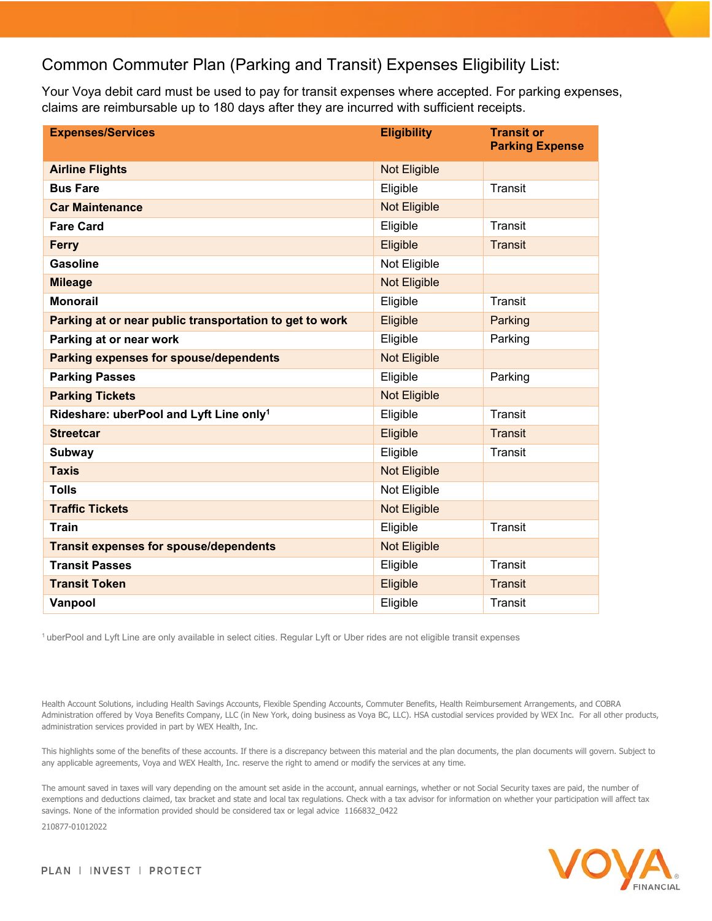# Common Commuter Plan (Parking and Transit) Expenses Eligibility List:

Your Voya debit card must be used to pay for transit expenses where accepted. For parking expenses, claims are reimbursable up to 180 days after they are incurred with sufficient receipts.

| Expenses/Services | Eligibility | Transit or Parking Expense |
|---|---|---|
| **Airline Flights** | Not Eligible | |
| **Bus Fare** | Eligible | Transit |
| **Car Maintenance** | Not Eligible | |
| **Fare Card** | Eligible | Transit |
| **Ferry** | Eligible | Transit |
| **Gasoline** | Not Eligible | |
| **Mileage** | Not Eligible | |
| **Monorail** | Eligible | Transit |
| **Parking at or near public transportation to get to work** | Eligible | Parking |
| **Parking at or near work** | Eligible | Parking |
| **Parking expenses for spouse/dependents** | Not Eligible | |
| **Parking Passes** | Eligible | Parking |
| **Parking Tickets** | Not Eligible | |
| **Rideshare: uberPool and Lyft Line only**[1] | Eligible | Transit |
| **Streetcar** | Eligible | Transit |
| **Subway** | Eligible | Transit |
| **Taxis** | Not Eligible | |
| **Tolls** | Not Eligible | |
| **Traffic Tickets** | Not Eligible | |
| **Train** | Eligible | Transit |
| **Transit expenses for spouse/dependents** | Not Eligible | |
| **Transit Passes** | Eligible | Transit |
| **Transit Token** | Eligible | Transit |
| **Vanpool** | Eligible | Transit |

[1] uberPool and Lyft Line are only available in select cities. Regular Lyft or Uber rides are not eligible transit expenses

Health Account Solutions, including Health Savings Accounts, Flexible Spending Accounts, Commuter Benefits, Health Reimbursement Arrangements, and COBRA Administration offered by Voya Benefits Company, LLC (in New York, doing business as Voya BC, LLC). HSA custodial services provided by WEX Inc. For all other products, administration services provided in part by WEX Health, Inc.

This highlights some of the benefits of these accounts. If there is a discrepancy between this material and the plan documents, the plan documents will govern. Subject to any applicable agreements, Voya and WEX Health, Inc. reserve the right to amend or modify the services at any time.

The amount saved in taxes will vary depending on the amount set aside in the account, annual earnings, whether or not Social Security taxes are paid, the number of exemptions and deductions claimed, tax bracket and state and local tax regulations. Check with a tax advisor for information on whether your participation will affect tax savings. None of the information provided should be considered tax or legal advice 1166832_0422

210877-01012022

PLAN | INVEST | PROTECT

VOYA FINANCIAL